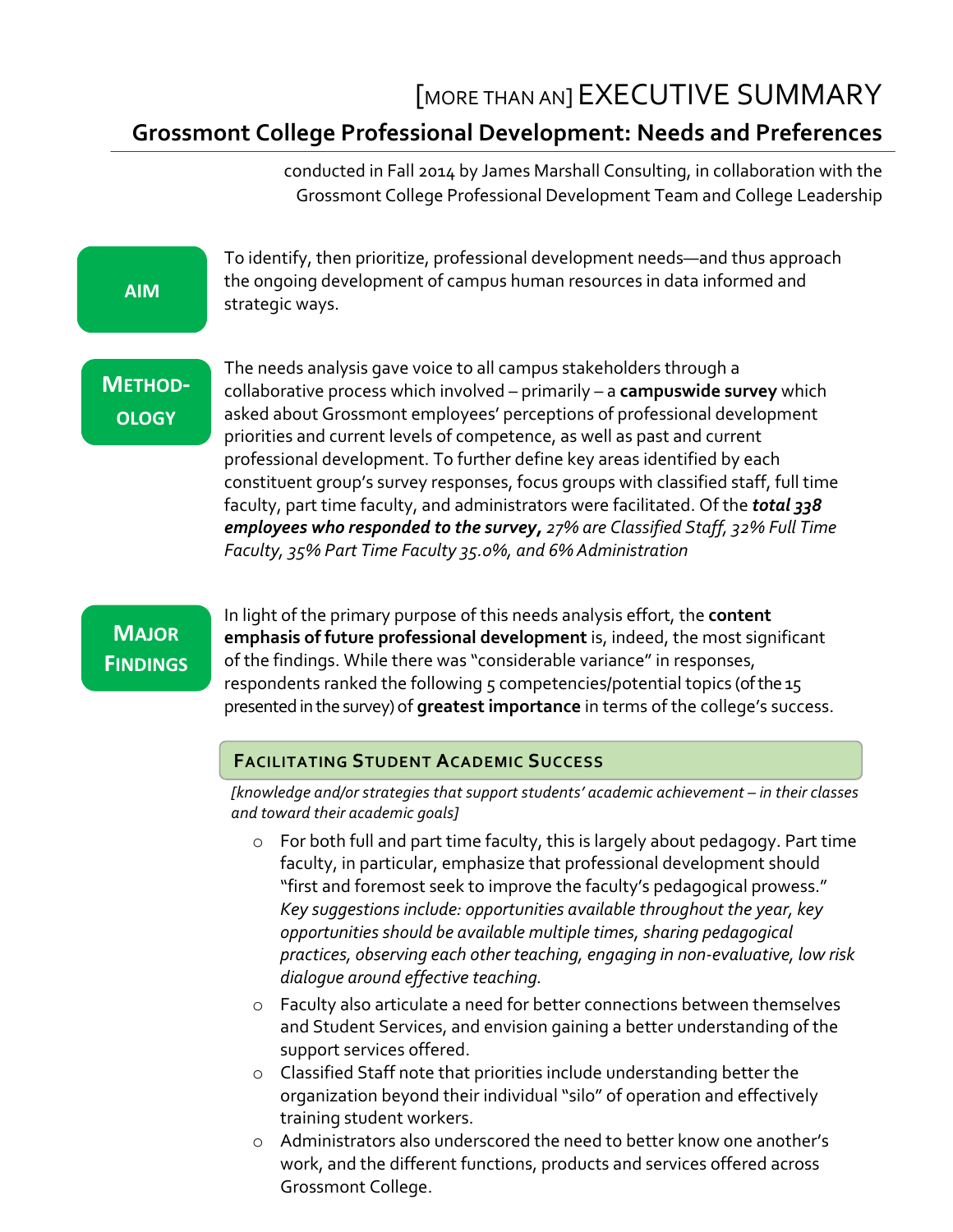# [MORE THAN AN] EXECUTIVE SUMMARY

## Grossmont College Professional Development: Needs and Preferences

conducted in Fall 2014 by James Marshall Consulting, in collaboration with the Grossmont College Professional Development Team and College Leadership

**AIM**

To identify, then prioritize, professional development needs—and thus approach the ongoing development of campus human resources in data informed and strategic ways.

**METHODOLOGY**

The needs analysis gave voice to all campus stakeholders through a collaborative process which involved – primarily – a **campuswide survey** which asked about Grossmont employees' perceptions of professional development priorities and current levels of competence, as well as past and current professional development. To further define key areas identified by each constituent group's survey responses, focus groups with classified staff, full time faculty, part time faculty, and administrators were facilitated. Of the ***total 338 employees who responded to the survey***, *27% are Classified Staff, 32% Full Time Faculty, 35% Part Time Faculty 35.0%, and 6% Administration*

**MAJOR FINDINGS**

In light of the primary purpose of this needs analysis effort, the **content emphasis of future professional development** is, indeed, the most significant of the findings. While there was "considerable variance" in responses, respondents ranked the following 5 competencies/potential topics (of the 15 presented in the survey) of **greatest importance** in terms of the college's success.

### FACILITATING STUDENT ACADEMIC SUCCESS

*[knowledge and/or strategies that support students' academic achievement – in their classes and toward their academic goals]*

- For both full and part time faculty, this is largely about pedagogy. Part time faculty, in particular, emphasize that professional development should "first and foremost seek to improve the faculty's pedagogical prowess." *Key suggestions include: opportunities available throughout the year, key opportunities should be available multiple times, sharing pedagogical practices, observing each other teaching, engaging in non-evaluative, low risk dialogue around effective teaching.*
- Faculty also articulate a need for better connections between themselves and Student Services, and envision gaining a better understanding of the support services offered.
- Classified Staff note that priorities include understanding better the organization beyond their individual "silo" of operation and effectively training student workers.
- Administrators also underscored the need to better know one another's work, and the different functions, products and services offered across Grossmont College.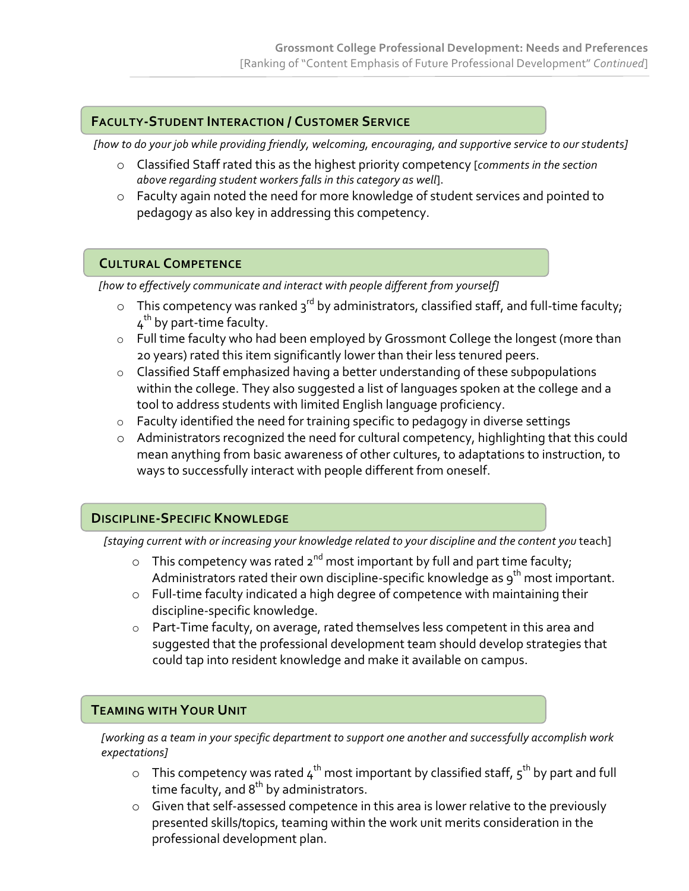## Faculty-Student Interaction / Customer Service

*[how to do your job while providing friendly, welcoming, encouraging, and supportive service to our students]*

- Classified Staff rated this as the highest priority competency [*comments in the section above regarding student workers falls in this category as well*].
- Faculty again noted the need for more knowledge of student services and pointed to pedagogy as also key in addressing this competency.

## Cultural Competence

*[how to effectively communicate and interact with people different from yourself]*

- This competency was ranked 3rd by administrators, classified staff, and full-time faculty; 4th by part-time faculty.
- Full time faculty who had been employed by Grossmont College the longest (more than 20 years) rated this item significantly lower than their less tenured peers.
- Classified Staff emphasized having a better understanding of these subpopulations within the college. They also suggested a list of languages spoken at the college and a tool to address students with limited English language proficiency.
- Faculty identified the need for training specific to pedagogy in diverse settings
- Administrators recognized the need for cultural competency, highlighting that this could mean anything from basic awareness of other cultures, to adaptations to instruction, to ways to successfully interact with people different from oneself.

## Discipline-Specific Knowledge

*[staying current with or increasing your knowledge related to your discipline and the content you* teach]

- This competency was rated 2nd most important by full and part time faculty; Administrators rated their own discipline-specific knowledge as 9th most important.
- Full-time faculty indicated a high degree of competence with maintaining their discipline-specific knowledge.
- Part-Time faculty, on average, rated themselves less competent in this area and suggested that the professional development team should develop strategies that could tap into resident knowledge and make it available on campus.

## Teaming with Your Unit

*[working as a team in your specific department to support one another and successfully accomplish work expectations]*

- This competency was rated 4th most important by classified staff, 5th by part and full time faculty, and 8th by administrators.
- Given that self-assessed competence in this area is lower relative to the previously presented skills/topics, teaming within the work unit merits consideration in the professional development plan.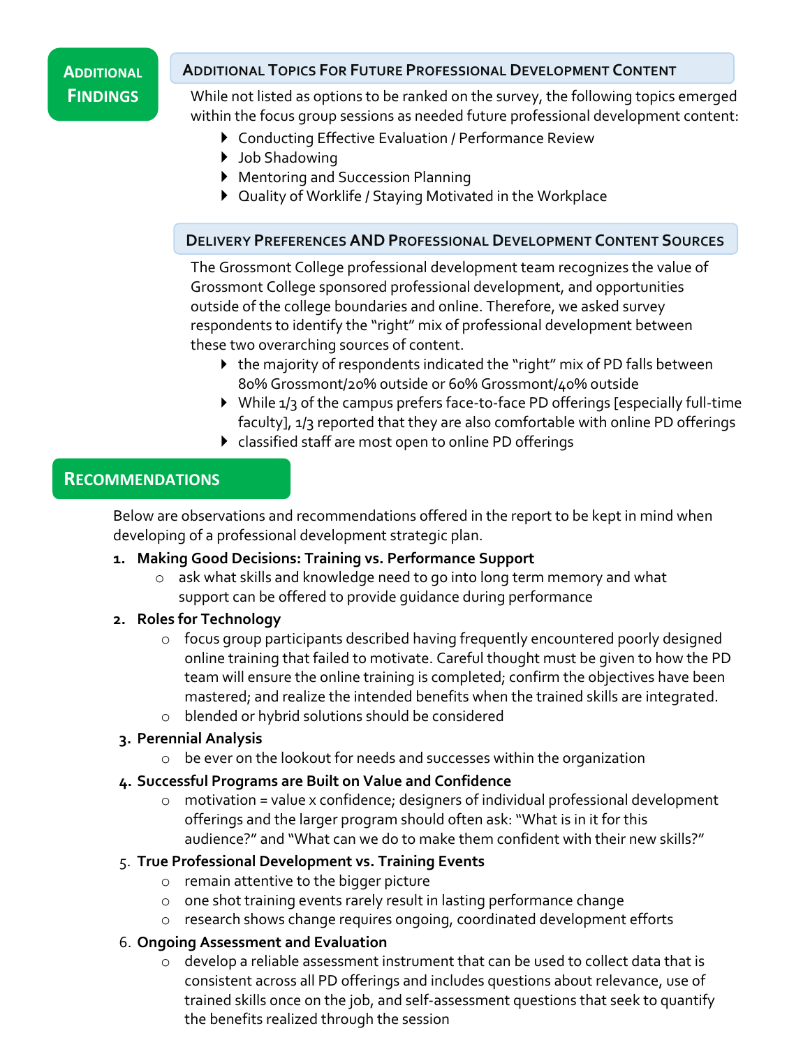## Additional Findings

### Additional Topics For Future Professional Development Content

While not listed as options to be ranked on the survey, the following topics emerged within the focus group sessions as needed future professional development content:

- Conducting Effective Evaluation / Performance Review
- Job Shadowing
- Mentoring and Succession Planning
- Quality of Worklife / Staying Motivated in the Workplace

### Delivery Preferences AND Professional Development Content Sources

The Grossmont College professional development team recognizes the value of Grossmont College sponsored professional development, and opportunities outside of the college boundaries and online. Therefore, we asked survey respondents to identify the "right" mix of professional development between these two overarching sources of content.

- the majority of respondents indicated the "right" mix of PD falls between 80% Grossmont/20% outside or 60% Grossmont/40% outside
- While 1/3 of the campus prefers face-to-face PD offerings [especially full-time faculty], 1/3 reported that they are also comfortable with online PD offerings
- classified staff are most open to online PD offerings

## Recommendations

Below are observations and recommendations offered in the report to be kept in mind when developing of a professional development strategic plan.

1. **Making Good Decisions: Training vs. Performance Support**
   - ask what skills and knowledge need to go into long term memory and what support can be offered to provide guidance during performance
2. **Roles for Technology**
   - focus group participants described having frequently encountered poorly designed online training that failed to motivate. Careful thought must be given to how the PD team will ensure the online training is completed; confirm the objectives have been mastered; and realize the intended benefits when the trained skills are integrated.
   - blended or hybrid solutions should be considered
3. **Perennial Analysis**
   - be ever on the lookout for needs and successes within the organization
4. **Successful Programs are Built on Value and Confidence**
   - motivation = value x confidence; designers of individual professional development offerings and the larger program should often ask: "What is in it for this audience?" and "What can we do to make them confident with their new skills?"
5. **True Professional Development vs. Training Events**
   - remain attentive to the bigger picture
   - one shot training events rarely result in lasting performance change
   - research shows change requires ongoing, coordinated development efforts
6. **Ongoing Assessment and Evaluation**
   - develop a reliable assessment instrument that can be used to collect data that is consistent across all PD offerings and includes questions about relevance, use of trained skills once on the job, and self-assessment questions that seek to quantify the benefits realized through the session